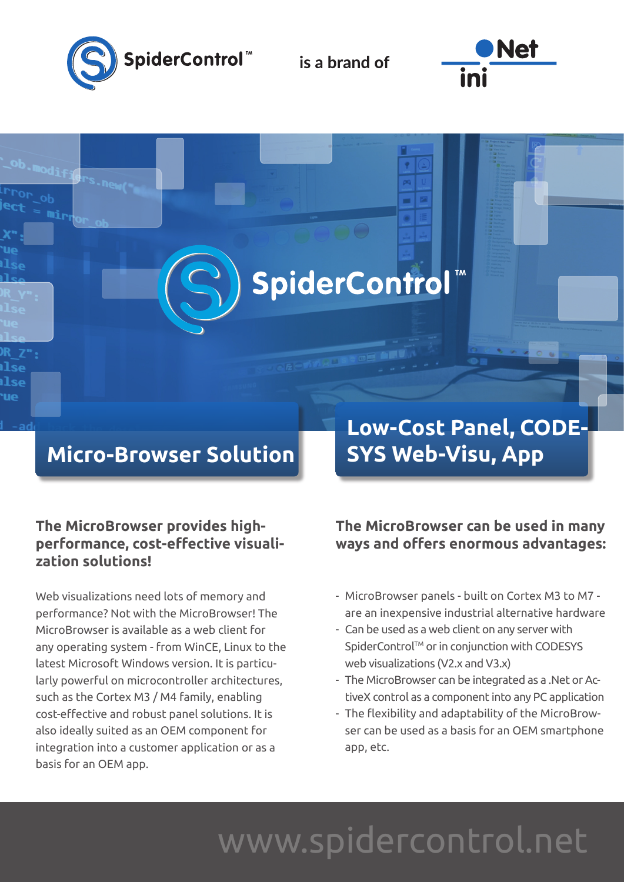SpiderControl™ is a brand of iniNet

# SpiderControl™

## Micro-Browser Solution

## Low-Cost Panel, CODESYS Web-Visu, App

### The MicroBrowser provides high-performance, cost-effective visualization solutions!

Web visualizations need lots of memory and performance? Not with the MicroBrowser! The MicroBrowser is available as a web client for any operating system - from WinCE, Linux to the latest Microsoft Windows version. It is particularly powerful on microcontroller architectures, such as the Cortex M3 / M4 family, enabling cost-effective and robust panel solutions. It is also ideally suited as an OEM component for integration into a customer application or as a basis for an OEM app.

### The MicroBrowser can be used in many ways and offers enormous advantages:

- MicroBrowser panels - built on Cortex M3 to M7 - are an inexpensive industrial alternative hardware
- Can be used as a web client on any server with SpiderControl™ or in conjunction with CODESYS web visualizations (V2.x and V3.x)
- The MicroBrowser can be integrated as a .Net or ActiveX control as a component into any PC application
- The flexibility and adaptability of the MicroBrowser can be used as a basis for an OEM smartphone app, etc.

www.spidercontrol.net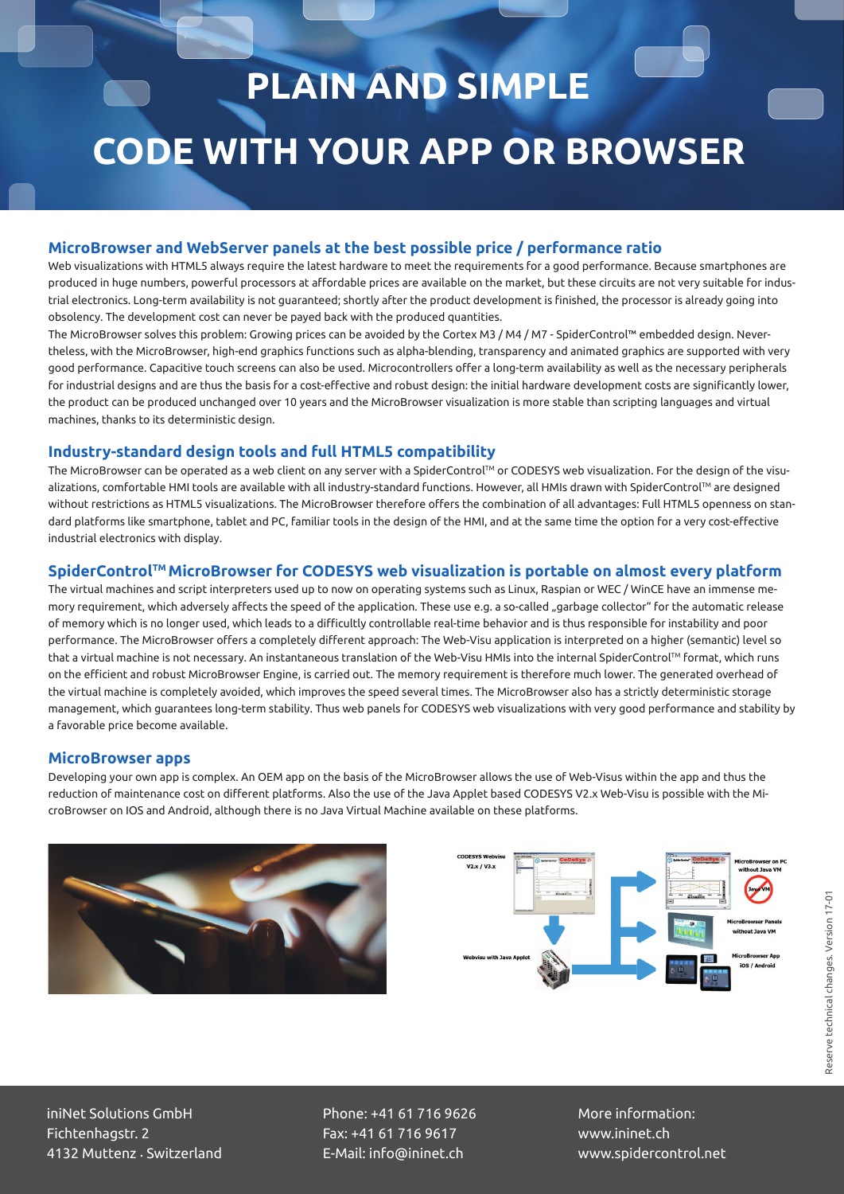# PLAIN AND SIMPLE

# CODE WITH YOUR APP OR BROWSER

## MicroBrowser and WebServer panels at the best possible price / performance ratio

Web visualizations with HTML5 always require the latest hardware to meet the requirements for a good performance. Because smartphones are produced in huge numbers, powerful processors at affordable prices are available on the market, but these circuits are not very suitable for industrial electronics. Long-term availability is not guaranteed; shortly after the product development is finished, the processor is already going into obsolency. The development cost can never be payed back with the produced quantities.

The MicroBrowser solves this problem: Growing prices can be avoided by the Cortex M3 / M4 / M7 - SpiderControl™ embedded design. Nevertheless, with the MicroBrowser, high-end graphics functions such as alpha-blending, transparency and animated graphics are supported with very good performance. Capacitive touch screens can also be used. Microcontrollers offer a long-term availability as well as the necessary peripherals for industrial designs and are thus the basis for a cost-effective and robust design: the initial hardware development costs are significantly lower, the product can be produced unchanged over 10 years and the MicroBrowser visualization is more stable than scripting languages and virtual machines, thanks to its deterministic design.

## Industry-standard design tools and full HTML5 compatibility

The MicroBrowser can be operated as a web client on any server with a SpiderControl™ or CODESYS web visualization. For the design of the visualizations, comfortable HMI tools are available with all industry-standard functions. However, all HMIs drawn with SpiderControl™ are designed without restrictions as HTML5 visualizations. The MicroBrowser therefore offers the combination of all advantages: Full HTML5 openness on standard platforms like smartphone, tablet and PC, familiar tools in the design of the HMI, and at the same time the option for a very cost-effective industrial electronics with display.

## SpiderControl™ MicroBrowser for CODESYS web visualization is portable on almost every platform

The virtual machines and script interpreters used up to now on operating systems such as Linux, Raspian or WEC / WinCE have an immense memory requirement, which adversely affects the speed of the application. These use e.g. a so-called „garbage collector" for the automatic release of memory which is no longer used, which leads to a difficultly controllable real-time behavior and is thus responsible for instability and poor performance. The MicroBrowser offers a completely different approach: The Web-Visu application is interpreted on a higher (semantic) level so that a virtual machine is not necessary. An instantaneous translation of the Web-Visu HMIs into the internal SpiderControl™ format, which runs on the efficient and robust MicroBrowser Engine, is carried out. The memory requirement is therefore much lower. The generated overhead of the virtual machine is completely avoided, which improves the speed several times. The MicroBrowser also has a strictly deterministic storage management, which guarantees long-term stability. Thus web panels for CODESYS web visualizations with very good performance and stability by a favorable price become available.

## MicroBrowser apps

Developing your own app is complex. An OEM app on the basis of the MicroBrowser allows the use of Web-Visus within the app and thus the reduction of maintenance cost on different platforms. Also the use of the Java Applet based CODESYS V2.x Web-Visu is possible with the MicroBrowser on IOS and Android, although there is no Java Virtual Machine available on these platforms.

CODESYS Webvisu V2.x / V3.x

Webvisu with Java Applet

MicroBrowser on PC without Java VM

Java VM

MicroBrowser Panels without Java VM

MicroBrowser App iOS / Android

Reserve technical changes. Version 17-01

iniNet Solutions GmbH
Fichtenhagstr. 2
4132 Muttenz · Switzerland

Phone: +41 61 716 9626
Fax: +41 61 716 9617
E-Mail: info@ininet.ch

More information:
www.ininet.ch
www.spidercontrol.net